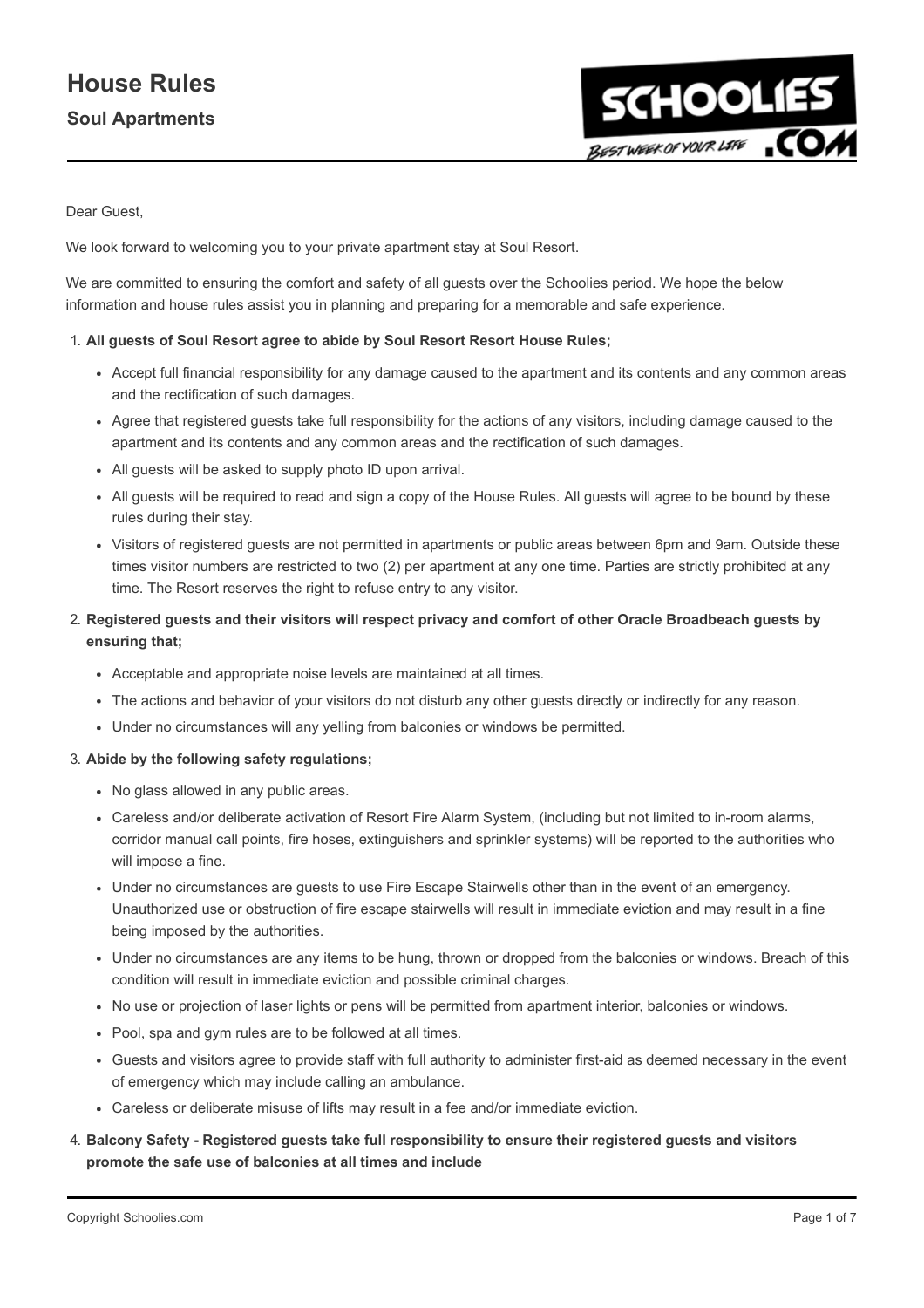# House Rules

## Soul Apartments

Dear Guest,

We look forward to welcoming you to your private apartment stay at Soul Resort.

We are committed to ensuring the comfort and safety of all guests over the Schoolies period. We hope the below information and house rules assist you in planning and preparing for a memorable and safe experience.

1. **All guests of Soul Resort agree to abide by Soul Resort Resort House Rules;**
   - Accept full financial responsibility for any damage caused to the apartment and its contents and any common areas and the rectification of such damages.
   - Agree that registered guests take full responsibility for the actions of any visitors, including damage caused to the apartment and its contents and any common areas and the rectification of such damages.
   - All guests will be asked to supply photo ID upon arrival.
   - All guests will be required to read and sign a copy of the House Rules. All guests will agree to be bound by these rules during their stay.
   - Visitors of registered guests are not permitted in apartments or public areas between 6pm and 9am. Outside these times visitor numbers are restricted to two (2) per apartment at any one time. Parties are strictly prohibited at any time. The Resort reserves the right to refuse entry to any visitor.
2. **Registered guests and their visitors will respect privacy and comfort of other Oracle Broadbeach guests by ensuring that;**
   - Acceptable and appropriate noise levels are maintained at all times.
   - The actions and behavior of your visitors do not disturb any other guests directly or indirectly for any reason.
   - Under no circumstances will any yelling from balconies or windows be permitted.
3. **Abide by the following safety regulations;**
   - No glass allowed in any public areas.
   - Careless and/or deliberate activation of Resort Fire Alarm System, (including but not limited to in-room alarms, corridor manual call points, fire hoses, extinguishers and sprinkler systems) will be reported to the authorities who will impose a fine.
   - Under no circumstances are guests to use Fire Escape Stairwells other than in the event of an emergency. Unauthorized use or obstruction of fire escape stairwells will result in immediate eviction and may result in a fine being imposed by the authorities.
   - Under no circumstances are any items to be hung, thrown or dropped from the balconies or windows. Breach of this condition will result in immediate eviction and possible criminal charges.
   - No use or projection of laser lights or pens will be permitted from apartment interior, balconies or windows.
   - Pool, spa and gym rules are to be followed at all times.
   - Guests and visitors agree to provide staff with full authority to administer first-aid as deemed necessary in the event of emergency which may include calling an ambulance.
   - Careless or deliberate misuse of lifts may result in a fee and/or immediate eviction.
4. **Balcony Safety - Registered guests take full responsibility to ensure their registered guests and visitors promote the safe use of balconies at all times and include**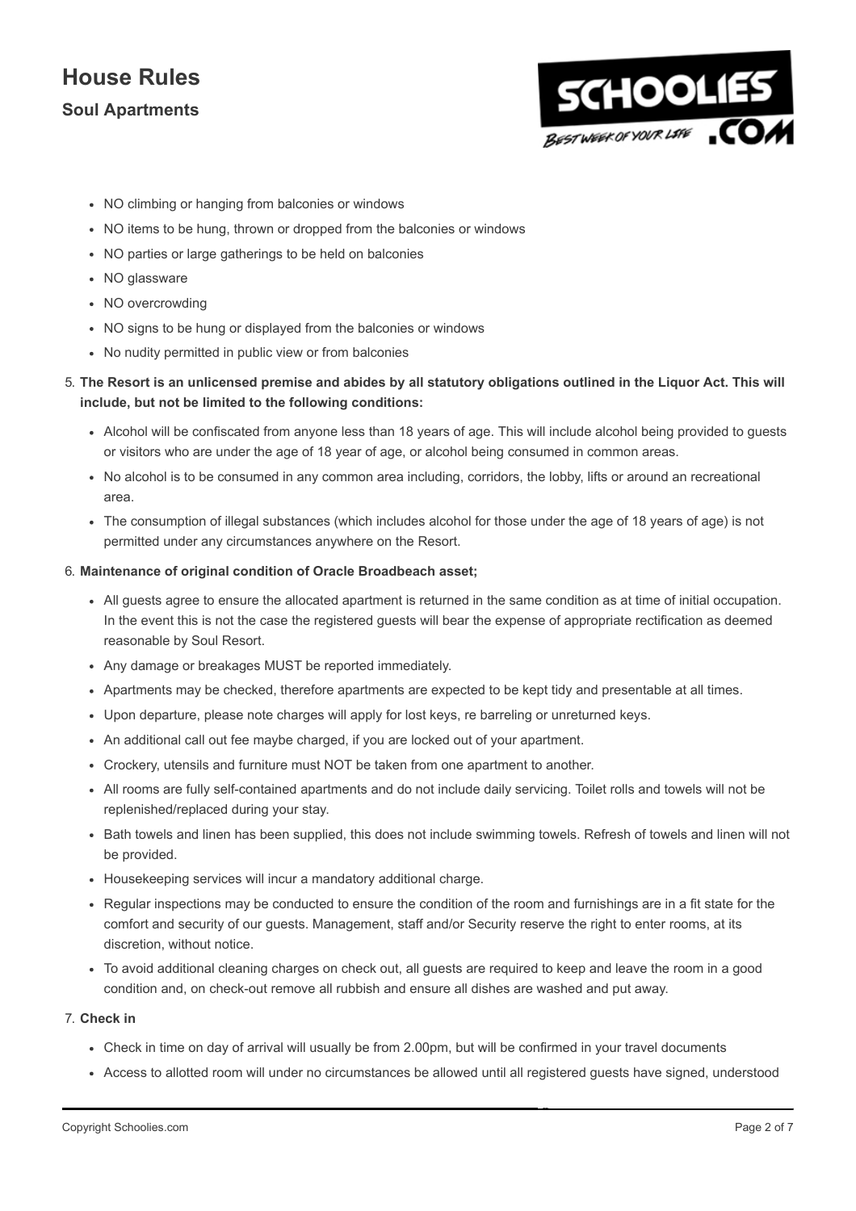- NO climbing or hanging from balconies or windows
- NO items to be hung, thrown or dropped from the balconies or windows
- NO parties or large gatherings to be held on balconies
- NO glassware
- NO overcrowding
- NO signs to be hung or displayed from the balconies or windows
- No nudity permitted in public view or from balconies

5. **The Resort is an unlicensed premise and abides by all statutory obligations outlined in the Liquor Act. This will include, but not be limited to the following conditions:**
   - Alcohol will be confiscated from anyone less than 18 years of age. This will include alcohol being provided to guests or visitors who are under the age of 18 year of age, or alcohol being consumed in common areas.
   - No alcohol is to be consumed in any common area including, corridors, the lobby, lifts or around an recreational area.
   - The consumption of illegal substances (which includes alcohol for those under the age of 18 years of age) is not permitted under any circumstances anywhere on the Resort.
6. **Maintenance of original condition of Oracle Broadbeach asset;**
   - All guests agree to ensure the allocated apartment is returned in the same condition as at time of initial occupation. In the event this is not the case the registered guests will bear the expense of appropriate rectification as deemed reasonable by Soul Resort.
   - Any damage or breakages MUST be reported immediately.
   - Apartments may be checked, therefore apartments are expected to be kept tidy and presentable at all times.
   - Upon departure, please note charges will apply for lost keys, re barreling or unreturned keys.
   - An additional call out fee maybe charged, if you are locked out of your apartment.
   - Crockery, utensils and furniture must NOT be taken from one apartment to another.
   - All rooms are fully self-contained apartments and do not include daily servicing. Toilet rolls and towels will not be replenished/replaced during your stay.
   - Bath towels and linen has been supplied, this does not include swimming towels. Refresh of towels and linen will not be provided.
   - Housekeeping services will incur a mandatory additional charge.
   - Regular inspections may be conducted to ensure the condition of the room and furnishings are in a fit state for the comfort and security of our guests. Management, staff and/or Security reserve the right to enter rooms, at its discretion, without notice.
   - To avoid additional cleaning charges on check out, all guests are required to keep and leave the room in a good condition and, on check-out remove all rubbish and ensure all dishes are washed and put away.
7. **Check in**
   - Check in time on day of arrival will usually be from 2.00pm, but will be confirmed in your travel documents
   - Access to allotted room will under no circumstances be allowed until all registered guests have signed, understood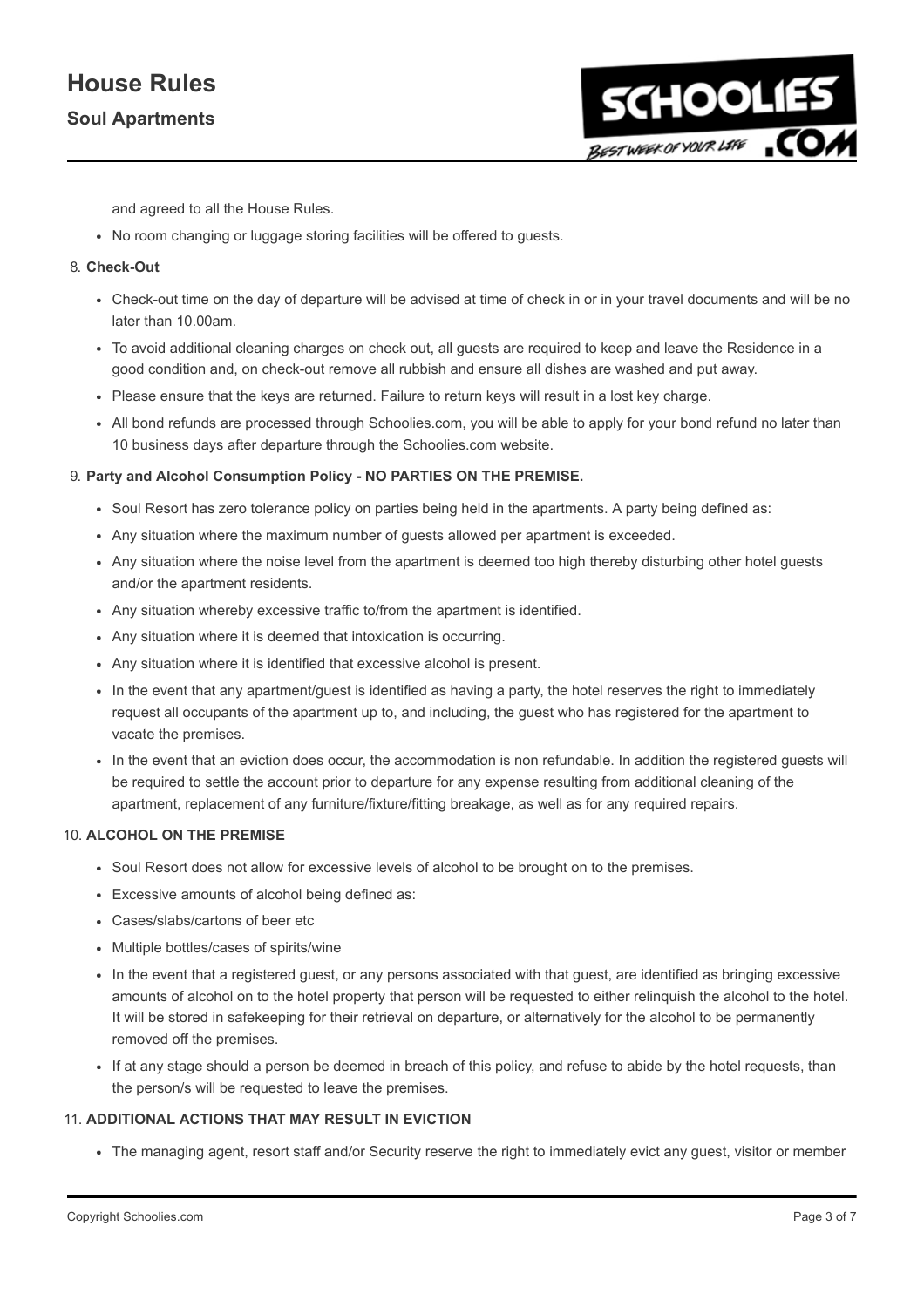and agreed to all the House Rules.

- No room changing or luggage storing facilities will be offered to guests.

8. **Check-Out**

- Check-out time on the day of departure will be advised at time of check in or in your travel documents and will be no later than 10.00am.
- To avoid additional cleaning charges on check out, all guests are required to keep and leave the Residence in a good condition and, on check-out remove all rubbish and ensure all dishes are washed and put away.
- Please ensure that the keys are returned. Failure to return keys will result in a lost key charge.
- All bond refunds are processed through Schoolies.com, you will be able to apply for your bond refund no later than 10 business days after departure through the Schoolies.com website.

9. **Party and Alcohol Consumption Policy - NO PARTIES ON THE PREMISE.**

- Soul Resort has zero tolerance policy on parties being held in the apartments. A party being defined as:
- Any situation where the maximum number of guests allowed per apartment is exceeded.
- Any situation where the noise level from the apartment is deemed too high thereby disturbing other hotel guests and/or the apartment residents.
- Any situation whereby excessive traffic to/from the apartment is identified.
- Any situation where it is deemed that intoxication is occurring.
- Any situation where it is identified that excessive alcohol is present.
- In the event that any apartment/guest is identified as having a party, the hotel reserves the right to immediately request all occupants of the apartment up to, and including, the guest who has registered for the apartment to vacate the premises.
- In the event that an eviction does occur, the accommodation is non refundable. In addition the registered guests will be required to settle the account prior to departure for any expense resulting from additional cleaning of the apartment, replacement of any furniture/fixture/fitting breakage, as well as for any required repairs.

10. **ALCOHOL ON THE PREMISE**

- Soul Resort does not allow for excessive levels of alcohol to be brought on to the premises.
- Excessive amounts of alcohol being defined as:
- Cases/slabs/cartons of beer etc
- Multiple bottles/cases of spirits/wine
- In the event that a registered guest, or any persons associated with that guest, are identified as bringing excessive amounts of alcohol on to the hotel property that person will be requested to either relinquish the alcohol to the hotel. It will be stored in safekeeping for their retrieval on departure, or alternatively for the alcohol to be permanently removed off the premises.
- If at any stage should a person be deemed in breach of this policy, and refuse to abide by the hotel requests, than the person/s will be requested to leave the premises.

11. **ADDITIONAL ACTIONS THAT MAY RESULT IN EVICTION**

- The managing agent, resort staff and/or Security reserve the right to immediately evict any guest, visitor or member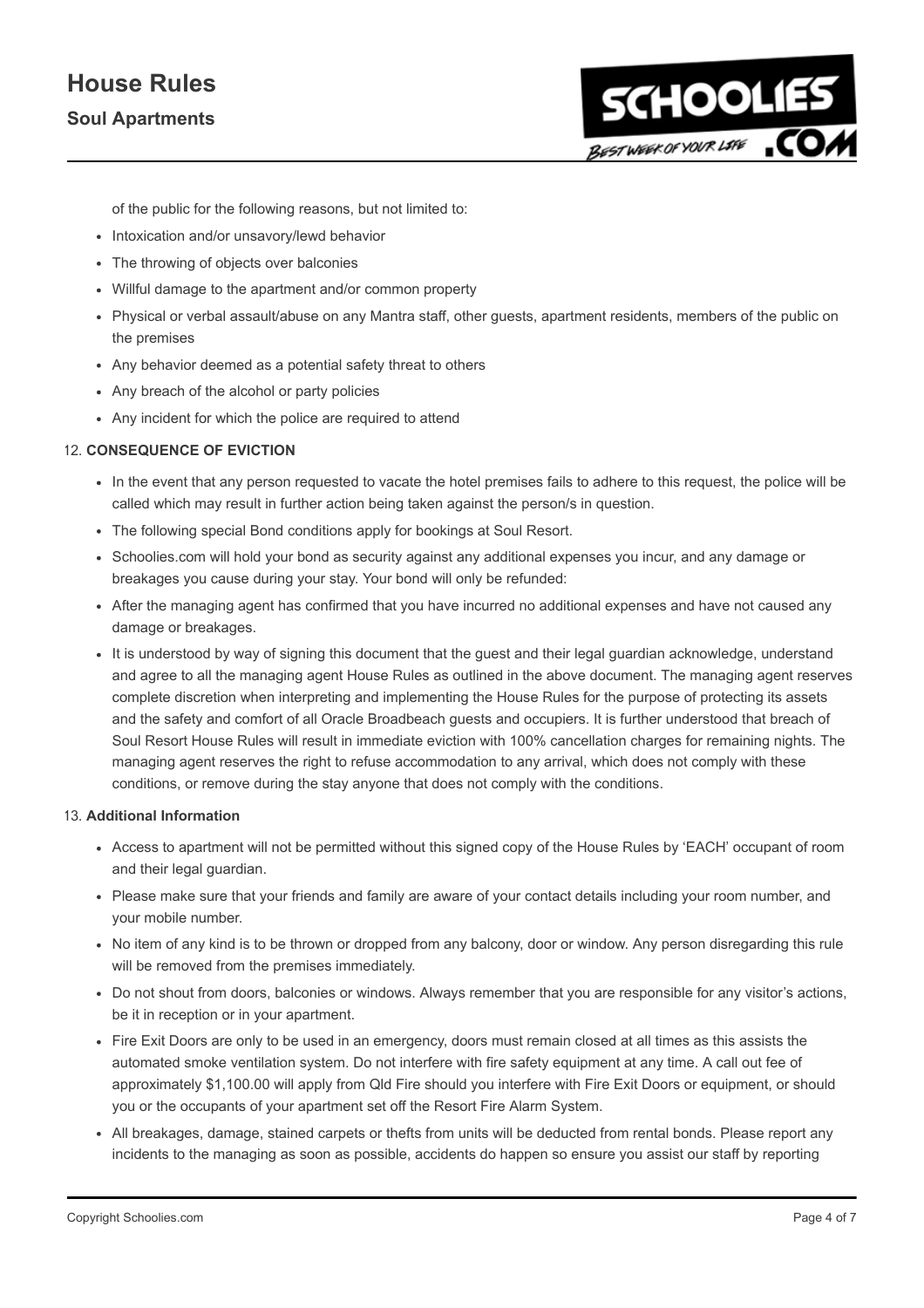of the public for the following reasons, but not limited to:

- Intoxication and/or unsavory/lewd behavior
- The throwing of objects over balconies
- Willful damage to the apartment and/or common property
- Physical or verbal assault/abuse on any Mantra staff, other guests, apartment residents, members of the public on the premises
- Any behavior deemed as a potential safety threat to others
- Any breach of the alcohol or party policies
- Any incident for which the police are required to attend

12. **CONSEQUENCE OF EVICTION**

- In the event that any person requested to vacate the hotel premises fails to adhere to this request, the police will be called which may result in further action being taken against the person/s in question.
- The following special Bond conditions apply for bookings at Soul Resort.
- Schoolies.com will hold your bond as security against any additional expenses you incur, and any damage or breakages you cause during your stay. Your bond will only be refunded:
- After the managing agent has confirmed that you have incurred no additional expenses and have not caused any damage or breakages.
- It is understood by way of signing this document that the guest and their legal guardian acknowledge, understand and agree to all the managing agent House Rules as outlined in the above document. The managing agent reserves complete discretion when interpreting and implementing the House Rules for the purpose of protecting its assets and the safety and comfort of all Oracle Broadbeach guests and occupiers. It is further understood that breach of Soul Resort House Rules will result in immediate eviction with 100% cancellation charges for remaining nights. The managing agent reserves the right to refuse accommodation to any arrival, which does not comply with these conditions, or remove during the stay anyone that does not comply with the conditions.

13. **Additional Information**

- Access to apartment will not be permitted without this signed copy of the House Rules by 'EACH' occupant of room and their legal guardian.
- Please make sure that your friends and family are aware of your contact details including your room number, and your mobile number.
- No item of any kind is to be thrown or dropped from any balcony, door or window. Any person disregarding this rule will be removed from the premises immediately.
- Do not shout from doors, balconies or windows. Always remember that you are responsible for any visitor's actions, be it in reception or in your apartment.
- Fire Exit Doors are only to be used in an emergency, doors must remain closed at all times as this assists the automated smoke ventilation system. Do not interfere with fire safety equipment at any time. A call out fee of approximately $1,100.00 will apply from Qld Fire should you interfere with Fire Exit Doors or equipment, or should you or the occupants of your apartment set off the Resort Fire Alarm System.
- All breakages, damage, stained carpets or thefts from units will be deducted from rental bonds. Please report any incidents to the managing as soon as possible, accidents do happen so ensure you assist our staff by reporting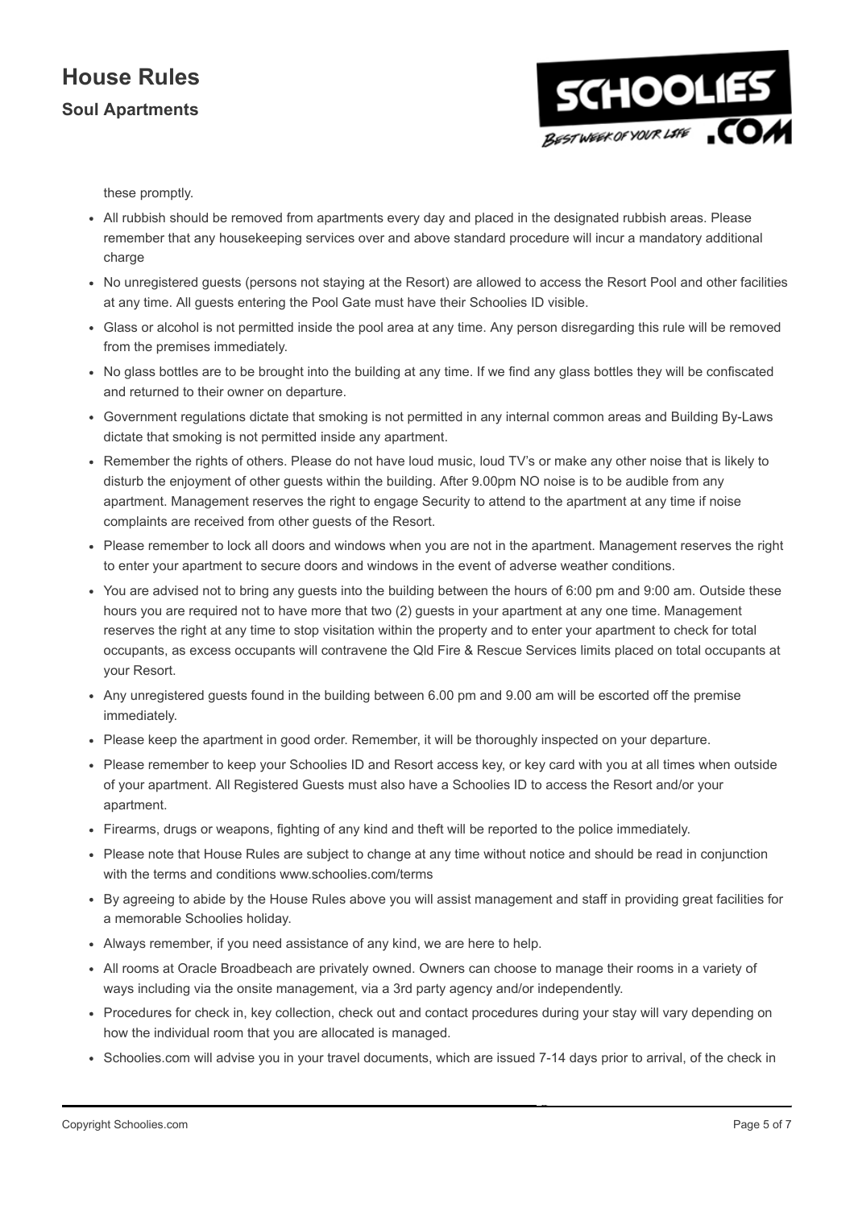these promptly.

- All rubbish should be removed from apartments every day and placed in the designated rubbish areas. Please remember that any housekeeping services over and above standard procedure will incur a mandatory additional charge
- No unregistered guests (persons not staying at the Resort) are allowed to access the Resort Pool and other facilities at any time. All guests entering the Pool Gate must have their Schoolies ID visible.
- Glass or alcohol is not permitted inside the pool area at any time. Any person disregarding this rule will be removed from the premises immediately.
- No glass bottles are to be brought into the building at any time. If we find any glass bottles they will be confiscated and returned to their owner on departure.
- Government regulations dictate that smoking is not permitted in any internal common areas and Building By-Laws dictate that smoking is not permitted inside any apartment.
- Remember the rights of others. Please do not have loud music, loud TV's or make any other noise that is likely to disturb the enjoyment of other guests within the building. After 9.00pm NO noise is to be audible from any apartment. Management reserves the right to engage Security to attend to the apartment at any time if noise complaints are received from other guests of the Resort.
- Please remember to lock all doors and windows when you are not in the apartment. Management reserves the right to enter your apartment to secure doors and windows in the event of adverse weather conditions.
- You are advised not to bring any guests into the building between the hours of 6:00 pm and 9:00 am. Outside these hours you are required not to have more that two (2) guests in your apartment at any one time. Management reserves the right at any time to stop visitation within the property and to enter your apartment to check for total occupants, as excess occupants will contravene the Qld Fire & Rescue Services limits placed on total occupants at your Resort.
- Any unregistered guests found in the building between 6.00 pm and 9.00 am will be escorted off the premise immediately.
- Please keep the apartment in good order. Remember, it will be thoroughly inspected on your departure.
- Please remember to keep your Schoolies ID and Resort access key, or key card with you at all times when outside of your apartment. All Registered Guests must also have a Schoolies ID to access the Resort and/or your apartment.
- Firearms, drugs or weapons, fighting of any kind and theft will be reported to the police immediately.
- Please note that House Rules are subject to change at any time without notice and should be read in conjunction with the terms and conditions www.schoolies.com/terms
- By agreeing to abide by the House Rules above you will assist management and staff in providing great facilities for a memorable Schoolies holiday.
- Always remember, if you need assistance of any kind, we are here to help.
- All rooms at Oracle Broadbeach are privately owned. Owners can choose to manage their rooms in a variety of ways including via the onsite management, via a 3rd party agency and/or independently.
- Procedures for check in, key collection, check out and contact procedures during your stay will vary depending on how the individual room that you are allocated is managed.
- Schoolies.com will advise you in your travel documents, which are issued 7-14 days prior to arrival, of the check in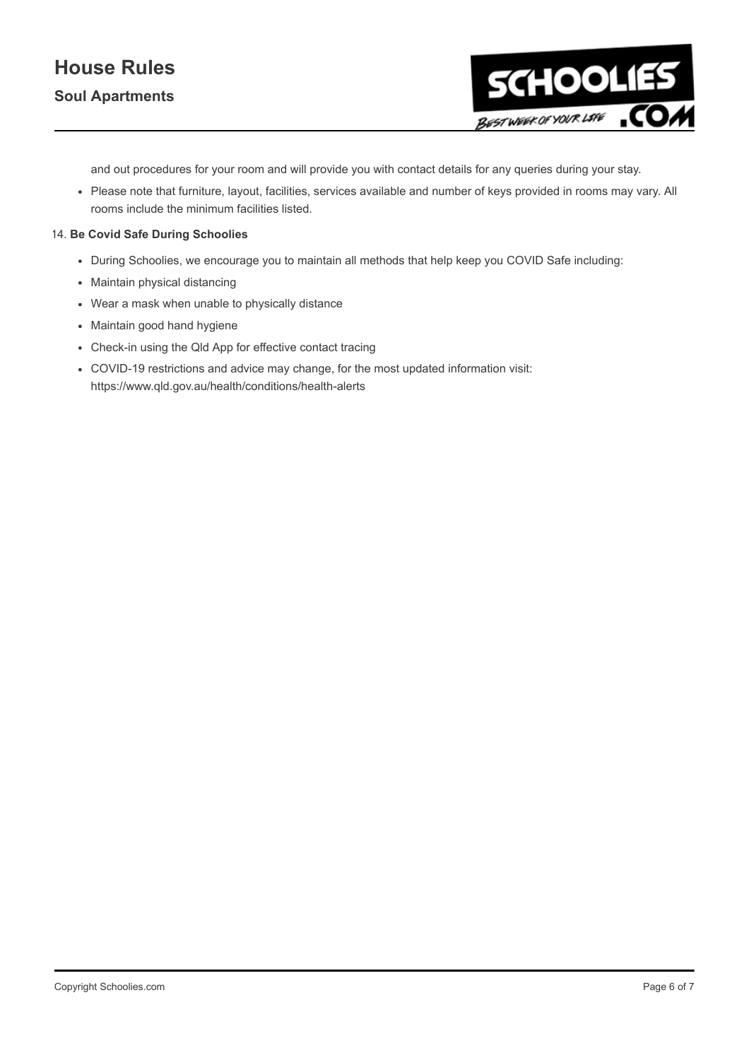and out procedures for your room and will provide you with contact details for any queries during your stay.

- Please note that furniture, layout, facilities, services available and number of keys provided in rooms may vary. All rooms include the minimum facilities listed.

14. **Be Covid Safe During Schoolies**

- During Schoolies, we encourage you to maintain all methods that help keep you COVID Safe including:
- Maintain physical distancing
- Wear a mask when unable to physically distance
- Maintain good hand hygiene
- Check-in using the Qld App for effective contact tracing
- COVID-19 restrictions and advice may change, for the most updated information visit: https://www.qld.gov.au/health/conditions/health-alerts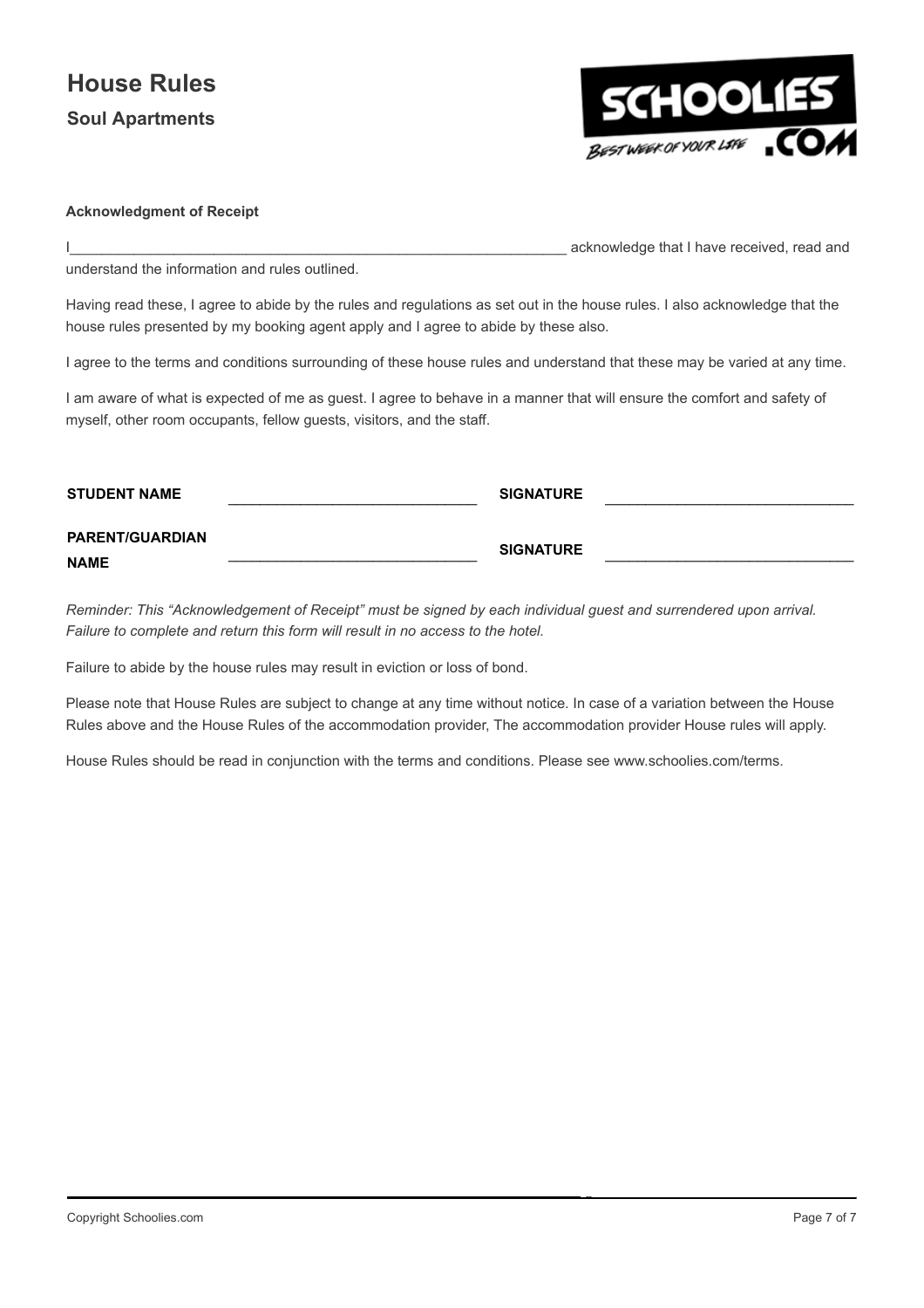# House Rules

## Soul Apartments

**Acknowledgment of Receipt**

I_____________________________________________________________ acknowledge that I have received, read and understand the information and rules outlined.

Having read these, I agree to abide by the rules and regulations as set out in the house rules. I also acknowledge that the house rules presented by my booking agent apply and I agree to abide by these also.

I agree to the terms and conditions surrounding of these house rules and understand that these may be varied at any time.

I am aware of what is expected of me as guest. I agree to behave in a manner that will ensure the comfort and safety of myself, other room occupants, fellow guests, visitors, and the staff.

| | | | |
|---|---|---|---|
| **STUDENT NAME** | ______________________________ | **SIGNATURE** | ______________________________ |
| **PARENT/GUARDIAN NAME** | ______________________________ | **SIGNATURE** | ______________________________ |

*Reminder: This "Acknowledgement of Receipt" must be signed by each individual guest and surrendered upon arrival. Failure to complete and return this form will result in no access to the hotel.*

Failure to abide by the house rules may result in eviction or loss of bond.

Please note that House Rules are subject to change at any time without notice. In case of a variation between the House Rules above and the House Rules of the accommodation provider, The accommodation provider House rules will apply.

House Rules should be read in conjunction with the terms and conditions. Please see www.schoolies.com/terms.